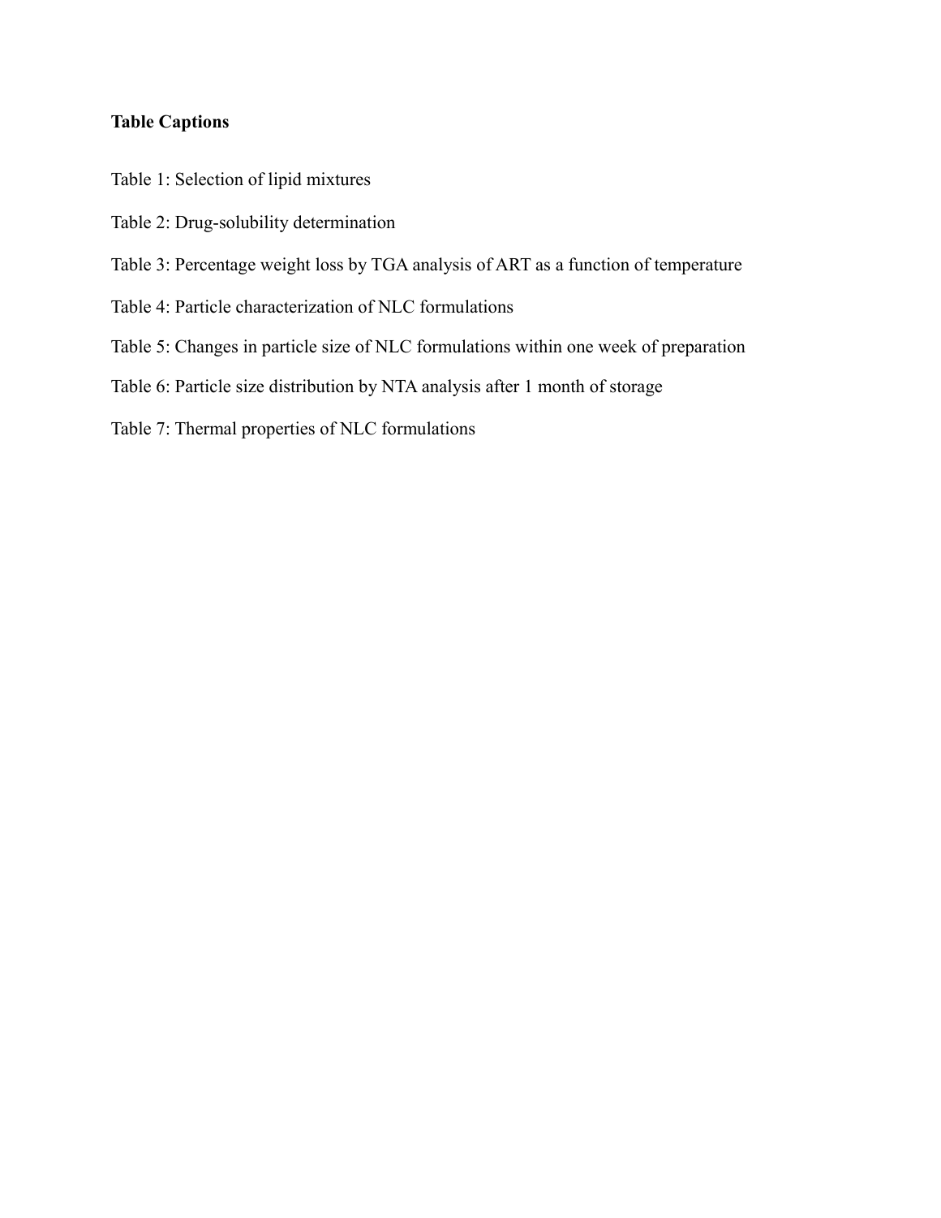**Table Captions**

Table 1: Selection of lipid mixtures

Table 2: Drug-solubility determination

Table 3: Percentage weight loss by TGA analysis of ART as a function of temperature

Table 4: Particle characterization of NLC formulations

Table 5: Changes in particle size of NLC formulations within one week of preparation

Table 6: Particle size distribution by NTA analysis after 1 month of storage

Table 7: Thermal properties of NLC formulations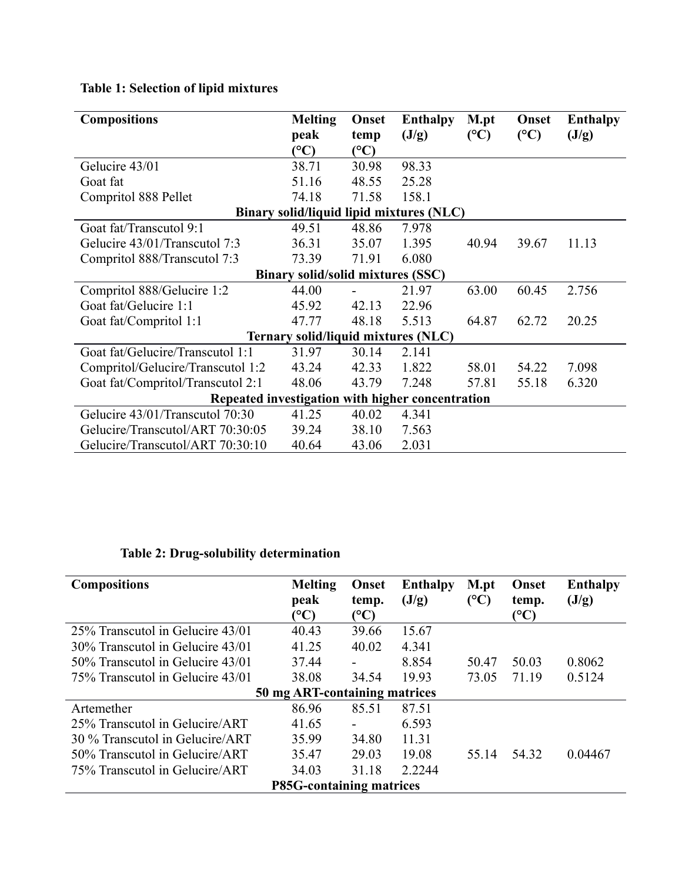**Table 1: Selection of lipid mixtures**

| Compositions | Melting peak (°C) | Onset temp (°C) | Enthalpy (J/g) | M.pt (°C) | Onset (°C) | Enthalpy (J/g) |
|---|---|---|---|---|---|---|
| Gelucire 43/01 | 38.71 | 30.98 | 98.33 | | | |
| Goat fat | 51.16 | 48.55 | 25.28 | | | |
| Compritol 888 Pellet | 74.18 | 71.58 | 158.1 | | | |
| **Binary solid/liquid lipid mixtures (NLC)** | | | | | | |
| Goat fat/Transcutol 9:1 | 49.51 | 48.86 | 7.978 | | | |
| Gelucire 43/01/Transcutol 7:3 | 36.31 | 35.07 | 1.395 | 40.94 | 39.67 | 11.13 |
| Compritol 888/Transcutol 7:3 | 73.39 | 71.91 | 6.080 | | | |
| **Binary solid/solid mixtures (SSC)** | | | | | | |
| Compritol 888/Gelucire 1:2 | 44.00 | - | 21.97 | 63.00 | 60.45 | 2.756 |
| Goat fat/Gelucire 1:1 | 45.92 | 42.13 | 22.96 | | | |
| Goat fat/Compritol 1:1 | 47.77 | 48.18 | 5.513 | 64.87 | 62.72 | 20.25 |
| **Ternary solid/liquid mixtures (NLC)** | | | | | | |
| Goat fat/Gelucire/Transcutol 1:1 | 31.97 | 30.14 | 2.141 | | | |
| Compritol/Gelucire/Transcutol 1:2 | 43.24 | 42.33 | 1.822 | 58.01 | 54.22 | 7.098 |
| Goat fat/Compritol/Transcutol 2:1 | 48.06 | 43.79 | 7.248 | 57.81 | 55.18 | 6.320 |
| **Repeated investigation with higher concentration** | | | | | | |
| Gelucire 43/01/Transcutol 70:30 | 41.25 | 40.02 | 4.341 | | | |
| Gelucire/Transcutol/ART 70:30:05 | 39.24 | 38.10 | 7.563 | | | |
| Gelucire/Transcutol/ART 70:30:10 | 40.64 | 43.06 | 2.031 | | | |

**Table 2: Drug-solubility determination**

| Compositions | Melting peak (°C) | Onset temp. (°C) | Enthalpy (J/g) | M.pt (°C) | Onset temp. (°C) | Enthalpy (J/g) |
|---|---|---|---|---|---|---|
| 25% Transcutol in Gelucire 43/01 | 40.43 | 39.66 | 15.67 | | | |
| 30% Transcutol in Gelucire 43/01 | 41.25 | 40.02 | 4.341 | | | |
| 50% Transcutol in Gelucire 43/01 | 37.44 | - | 8.854 | 50.47 | 50.03 | 0.8062 |
| 75% Transcutol in Gelucire 43/01 | 38.08 | 34.54 | 19.93 | 73.05 | 71.19 | 0.5124 |
| **50 mg ART-containing matrices** | | | | | | |
| Artemether | 86.96 | 85.51 | 87.51 | | | |
| 25% Transcutol in Gelucire/ART | 41.65 | - | 6.593 | | | |
| 30 % Transcutol in Gelucire/ART | 35.99 | 34.80 | 11.31 | | | |
| 50% Transcutol in Gelucire/ART | 35.47 | 29.03 | 19.08 | 55.14 | 54.32 | 0.04467 |
| 75% Transcutol in Gelucire/ART | 34.03 | 31.18 | 2.2244 | | | |
| **P85G-containing matrices** | | | | | | |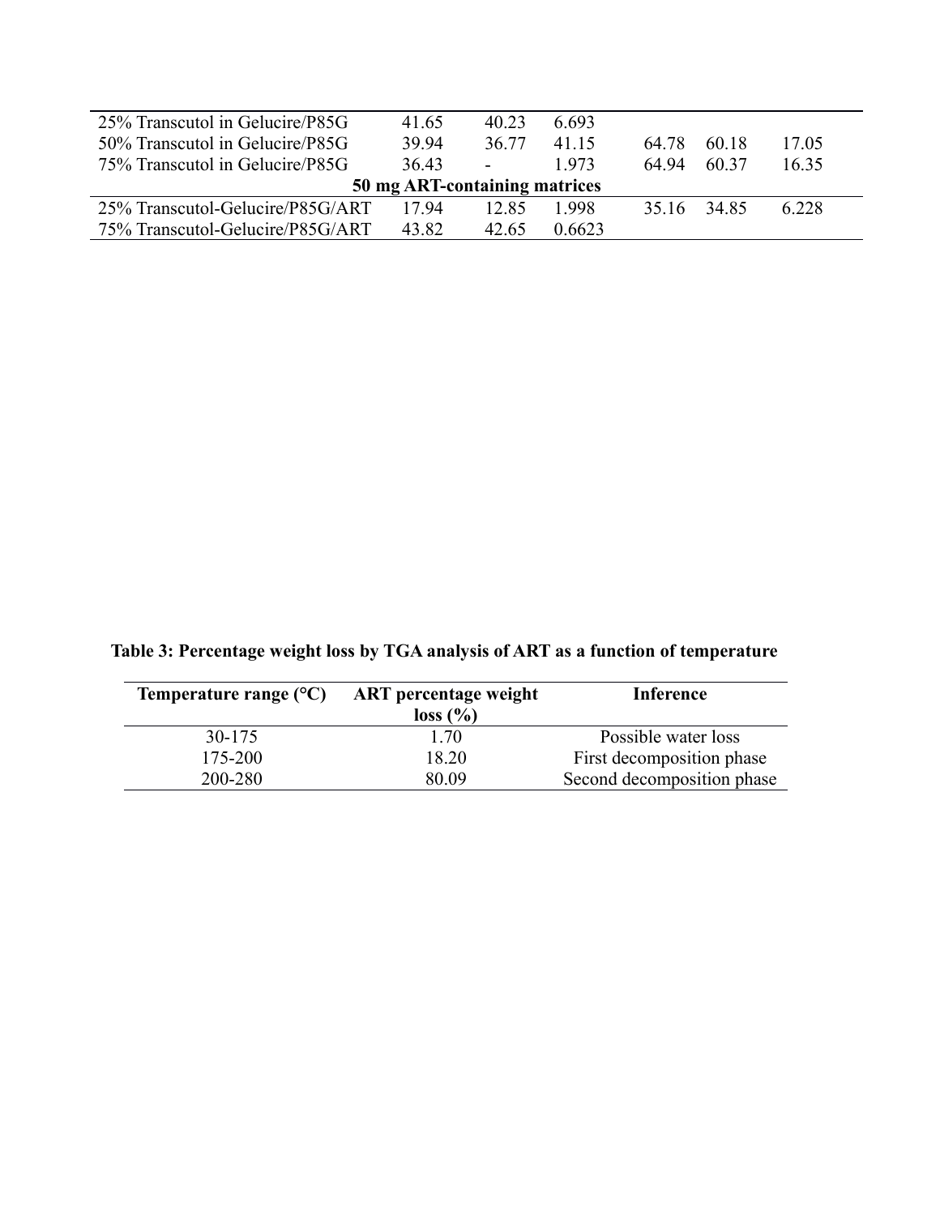| | | | | | | |
|---|---|---|---|---|---|---|
| 25% Transcutol in Gelucire/P85G | 41.65 | 40.23 | 6.693 | | | |
| 50% Transcutol in Gelucire/P85G | 39.94 | 36.77 | 41.15 | 64.78 | 60.18 | 17.05 |
| 75% Transcutol in Gelucire/P85G | 36.43 | - | 1.973 | 64.94 | 60.37 | 16.35 |
| **50 mg ART-containing matrices** | | | | | | |
| 25% Transcutol-Gelucire/P85G/ART | 17.94 | 12.85 | 1.998 | 35.16 | 34.85 | 6.228 |
| 75% Transcutol-Gelucire/P85G/ART | 43.82 | 42.65 | 0.6623 | | | |

**Table 3: Percentage weight loss by TGA analysis of ART as a function of temperature**

| Temperature range (°C) | ART percentage weight loss (%) | Inference |
|---|---|---|
| 30-175 | 1.70 | Possible water loss |
| 175-200 | 18.20 | First decomposition phase |
| 200-280 | 80.09 | Second decomposition phase |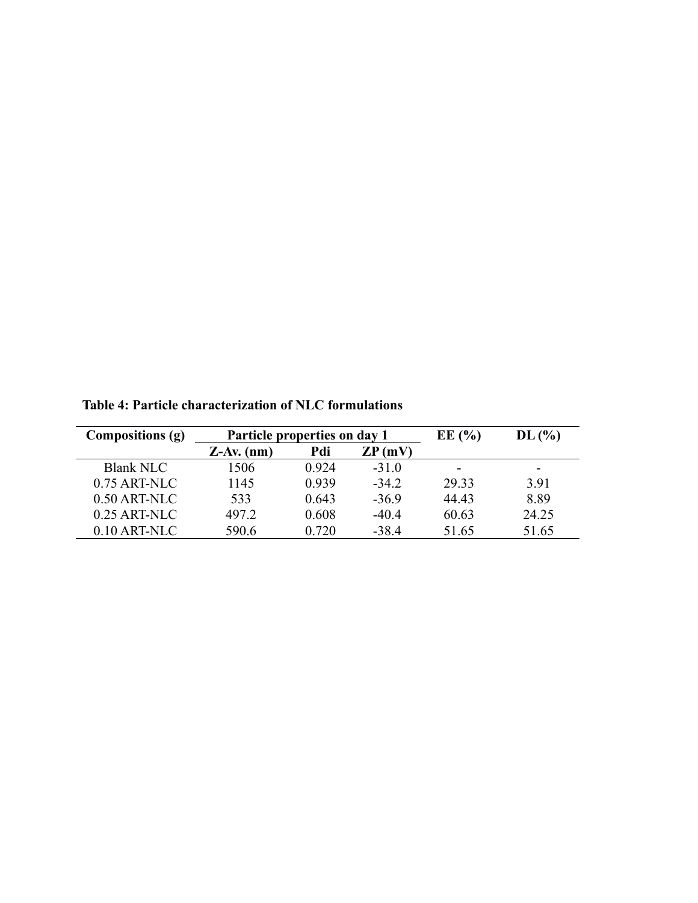**Table 4: Particle characterization of NLC formulations**

| Compositions (g) | Particle properties on day 1 | | | EE (%) | DL (%) |
|---|---|---|---|---|---|
| | Z-Av. (nm) | Pdi | ZP (mV) | | |
| Blank NLC | 1506 | 0.924 | -31.0 | - | - |
| 0.75 ART-NLC | 1145 | 0.939 | -34.2 | 29.33 | 3.91 |
| 0.50 ART-NLC | 533 | 0.643 | -36.9 | 44.43 | 8.89 |
| 0.25 ART-NLC | 497.2 | 0.608 | -40.4 | 60.63 | 24.25 |
| 0.10 ART-NLC | 590.6 | 0.720 | -38.4 | 51.65 | 51.65 |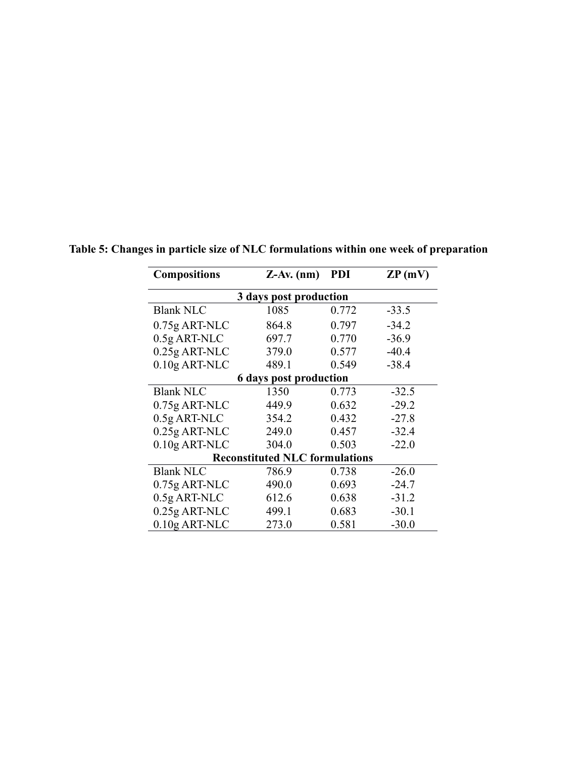**Table 5: Changes in particle size of NLC formulations within one week of preparation**

| Compositions | Z-Av. (nm) | PDI | ZP (mV) |
|---|---|---|---|
| **3 days post production** | | | |
| Blank NLC | 1085 | 0.772 | -33.5 |
| 0.75g ART-NLC | 864.8 | 0.797 | -34.2 |
| 0.5g ART-NLC | 697.7 | 0.770 | -36.9 |
| 0.25g ART-NLC | 379.0 | 0.577 | -40.4 |
| 0.10g ART-NLC | 489.1 | 0.549 | -38.4 |
| **6 days post production** | | | |
| Blank NLC | 1350 | 0.773 | -32.5 |
| 0.75g ART-NLC | 449.9 | 0.632 | -29.2 |
| 0.5g ART-NLC | 354.2 | 0.432 | -27.8 |
| 0.25g ART-NLC | 249.0 | 0.457 | -32.4 |
| 0.10g ART-NLC | 304.0 | 0.503 | -22.0 |
| **Reconstituted NLC formulations** | | | |
| Blank NLC | 786.9 | 0.738 | -26.0 |
| 0.75g ART-NLC | 490.0 | 0.693 | -24.7 |
| 0.5g ART-NLC | 612.6 | 0.638 | -31.2 |
| 0.25g ART-NLC | 499.1 | 0.683 | -30.1 |
| 0.10g ART-NLC | 273.0 | 0.581 | -30.0 |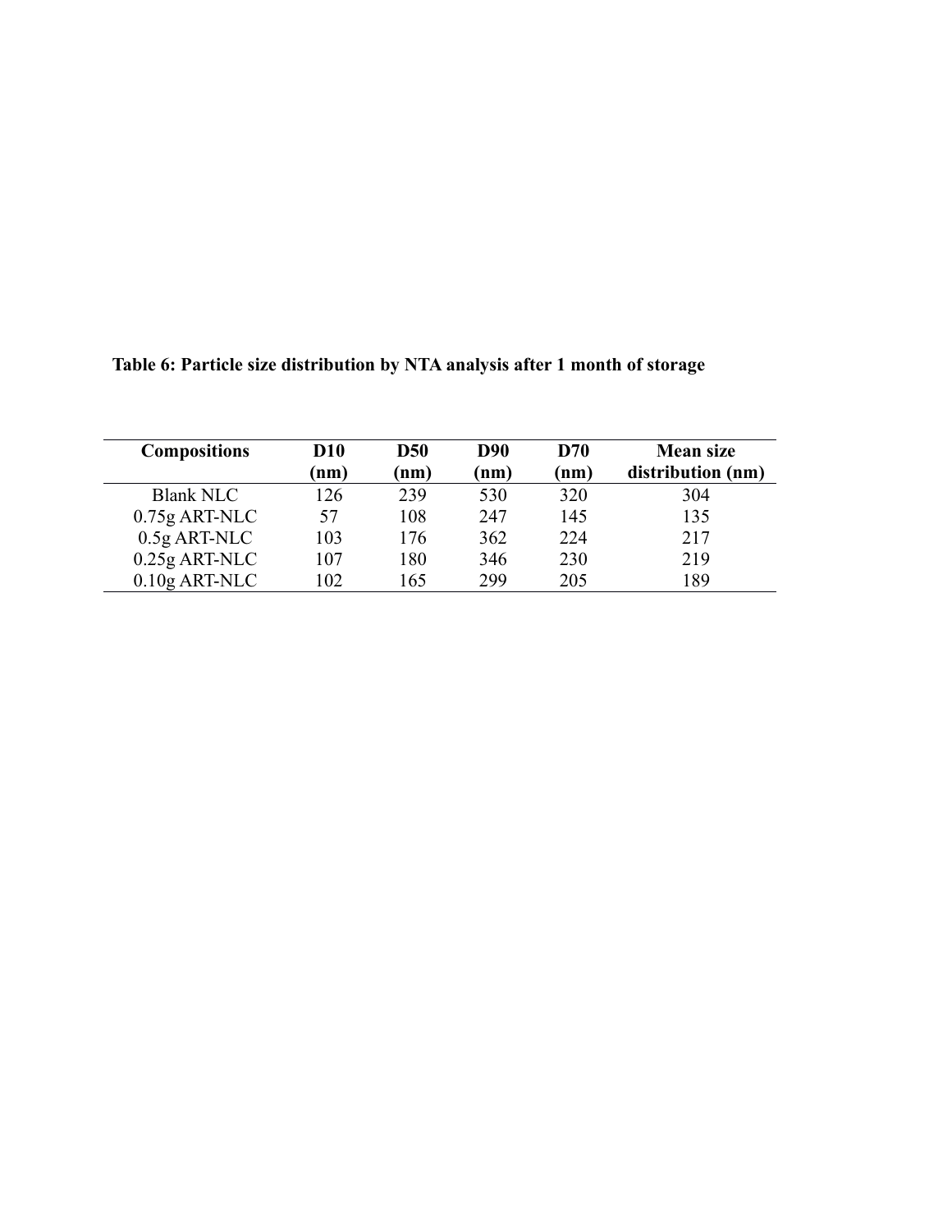**Table 6: Particle size distribution by NTA analysis after 1 month of storage**

| Compositions | D10 (nm) | D50 (nm) | D90 (nm) | D70 (nm) | Mean size distribution (nm) |
|---|---|---|---|---|---|
| Blank NLC | 126 | 239 | 530 | 320 | 304 |
| 0.75g ART-NLC | 57 | 108 | 247 | 145 | 135 |
| 0.5g ART-NLC | 103 | 176 | 362 | 224 | 217 |
| 0.25g ART-NLC | 107 | 180 | 346 | 230 | 219 |
| 0.10g ART-NLC | 102 | 165 | 299 | 205 | 189 |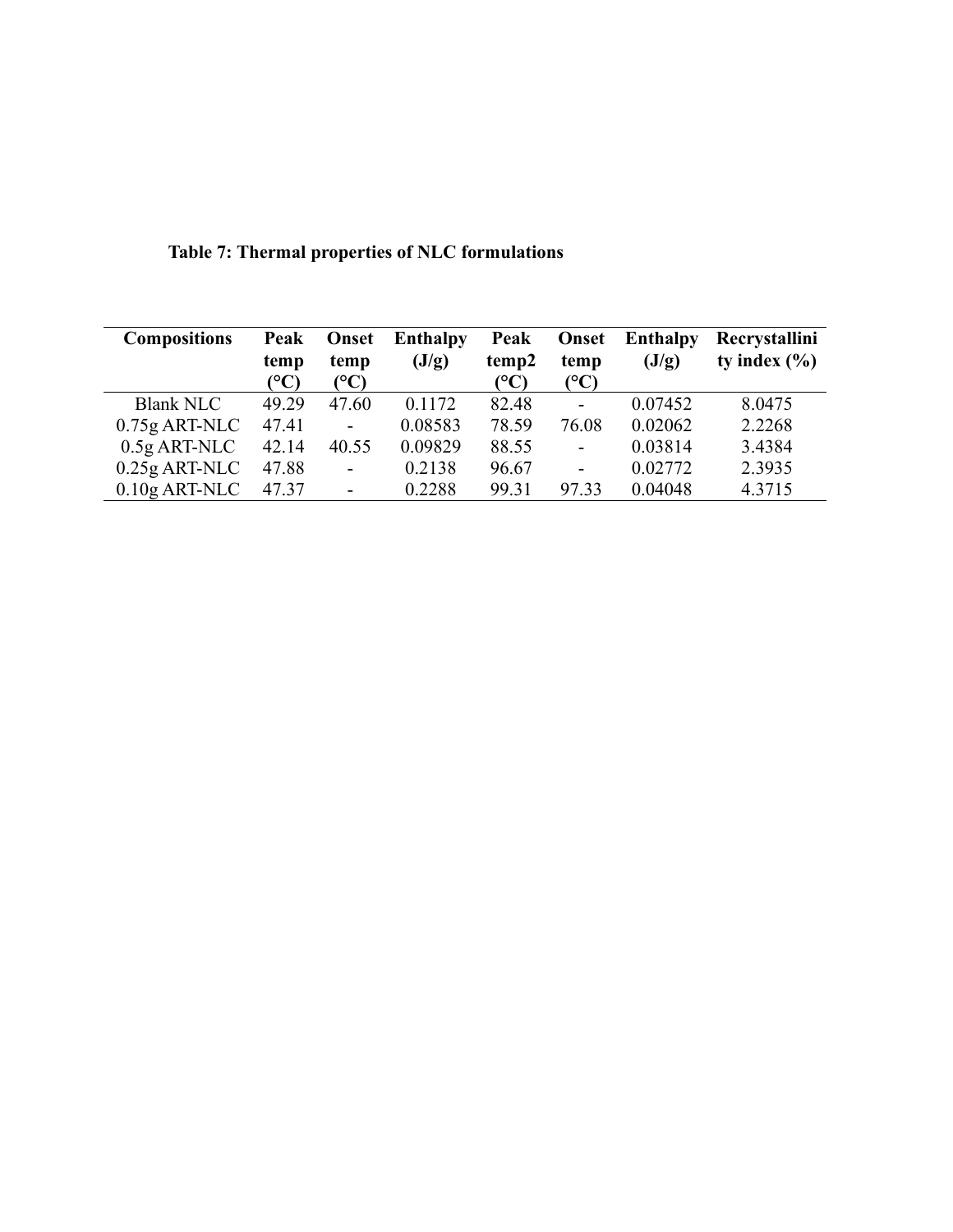**Table 7: Thermal properties of NLC formulations**

| Compositions | Peak temp (°C) | Onset temp (°C) | Enthalpy (J/g) | Peak temp2 (°C) | Onset temp (°C) | Enthalpy (J/g) | Recrystallinity index (%) |
|---|---|---|---|---|---|---|---|
| Blank NLC | 49.29 | 47.60 | 0.1172 | 82.48 | - | 0.07452 | 8.0475 |
| 0.75g ART-NLC | 47.41 | - | 0.08583 | 78.59 | 76.08 | 0.02062 | 2.2268 |
| 0.5g ART-NLC | 42.14 | 40.55 | 0.09829 | 88.55 | - | 0.03814 | 3.4384 |
| 0.25g ART-NLC | 47.88 | - | 0.2138 | 96.67 | - | 0.02772 | 2.3935 |
| 0.10g ART-NLC | 47.37 | - | 0.2288 | 99.31 | 97.33 | 0.04048 | 4.3715 |